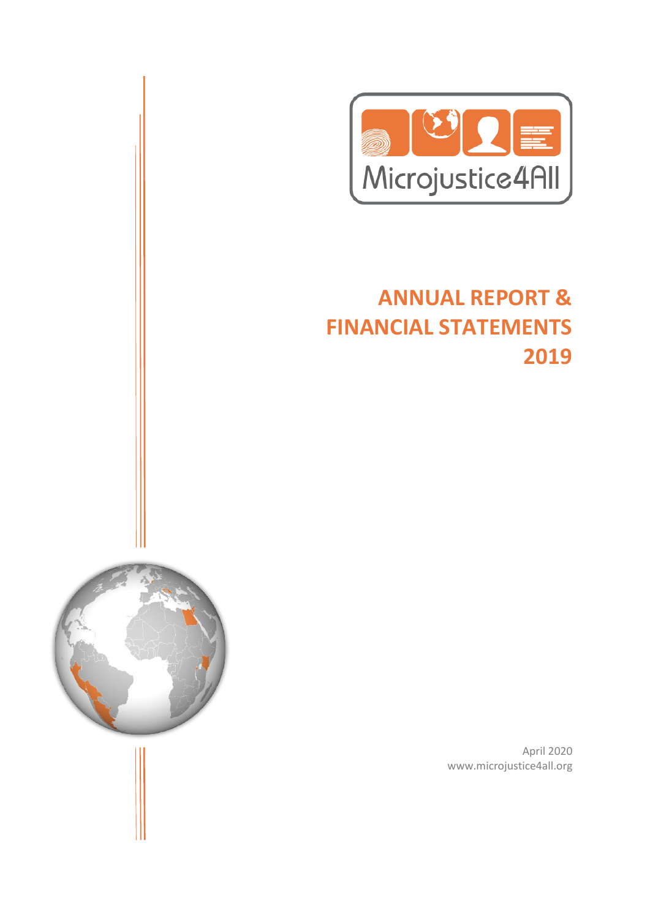Microjustice4All

# ANNUAL REPORT & FINANCIAL STATEMENTS 2019

April 2020

www.microjustice4all.org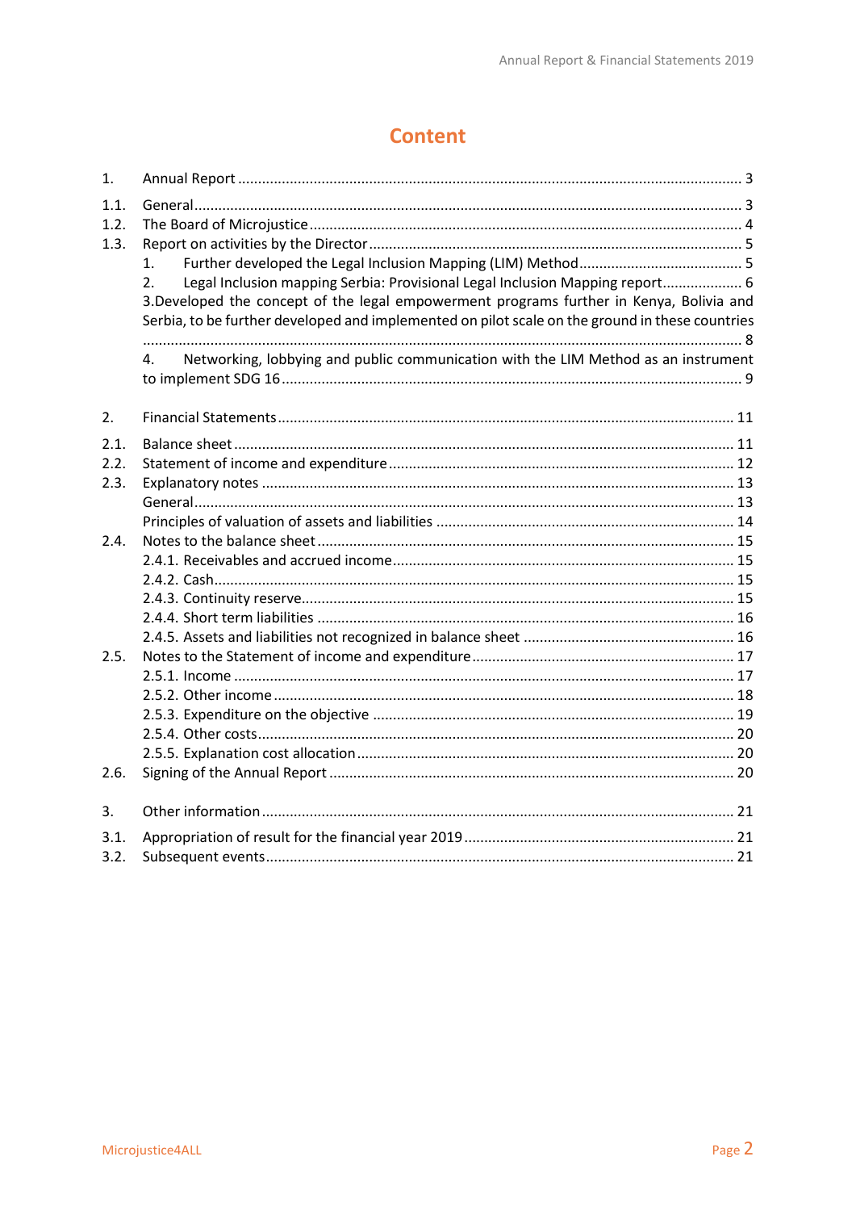# Content

1. Annual Report ............................................................................................................................ 3

1.1. General........................................................................................................................................ 3
1.2. The Board of Microjustice ........................................................................................................... 4
1.3. Report on activities by the Director ............................................................................................ 5
   1. Further developed the Legal Inclusion Mapping (LIM) Method ......................................... 5
   2. Legal Inclusion mapping Serbia: Provisional Legal Inclusion Mapping report.................... 6
   3.Developed the concept of the legal empowerment programs further in Kenya, Bolivia and Serbia, to be further developed and implemented on pilot scale on the ground in these countries ........................................................................................................................................ 8
   4. Networking, lobbying and public communication with the LIM Method as an instrument to implement SDG 16 ........................................................................................................ 9

2. Financial Statements ................................................................................................................. 11

2.1. Balance sheet ............................................................................................................................ 11
2.2. Statement of income and expenditure ..................................................................................... 12
2.3. Explanatory notes ..................................................................................................................... 13
   General...................................................................................................................................... 13
   Principles of valuation of assets and liabilities ......................................................................... 14
2.4. Notes to the balance sheet ....................................................................................................... 15
   2.4.1. Receivables and accrued income.................................................................................... 15
   2.4.2. Cash................................................................................................................................. 15
   2.4.3. Continuity reserve........................................................................................................... 15
   2.4.4. Short term liabilities ....................................................................................................... 16
   2.4.5. Assets and liabilities not recognized in balance sheet .................................................... 16
2.5. Notes to the Statement of income and expenditure ................................................................. 17
   2.5.1. Income ............................................................................................................................ 17
   2.5.2. Other income .................................................................................................................. 18
   2.5.3. Expenditure on the objective ......................................................................................... 19
   2.5.4. Other costs...................................................................................................................... 20
   2.5.5. Explanation cost allocation ............................................................................................. 20
2.6. Signing of the Annual Report .................................................................................................... 20

3. Other information ..................................................................................................................... 21

3.1. Appropriation of result for the financial year 2019 ................................................................... 21
3.2. Subsequent events .................................................................................................................... 21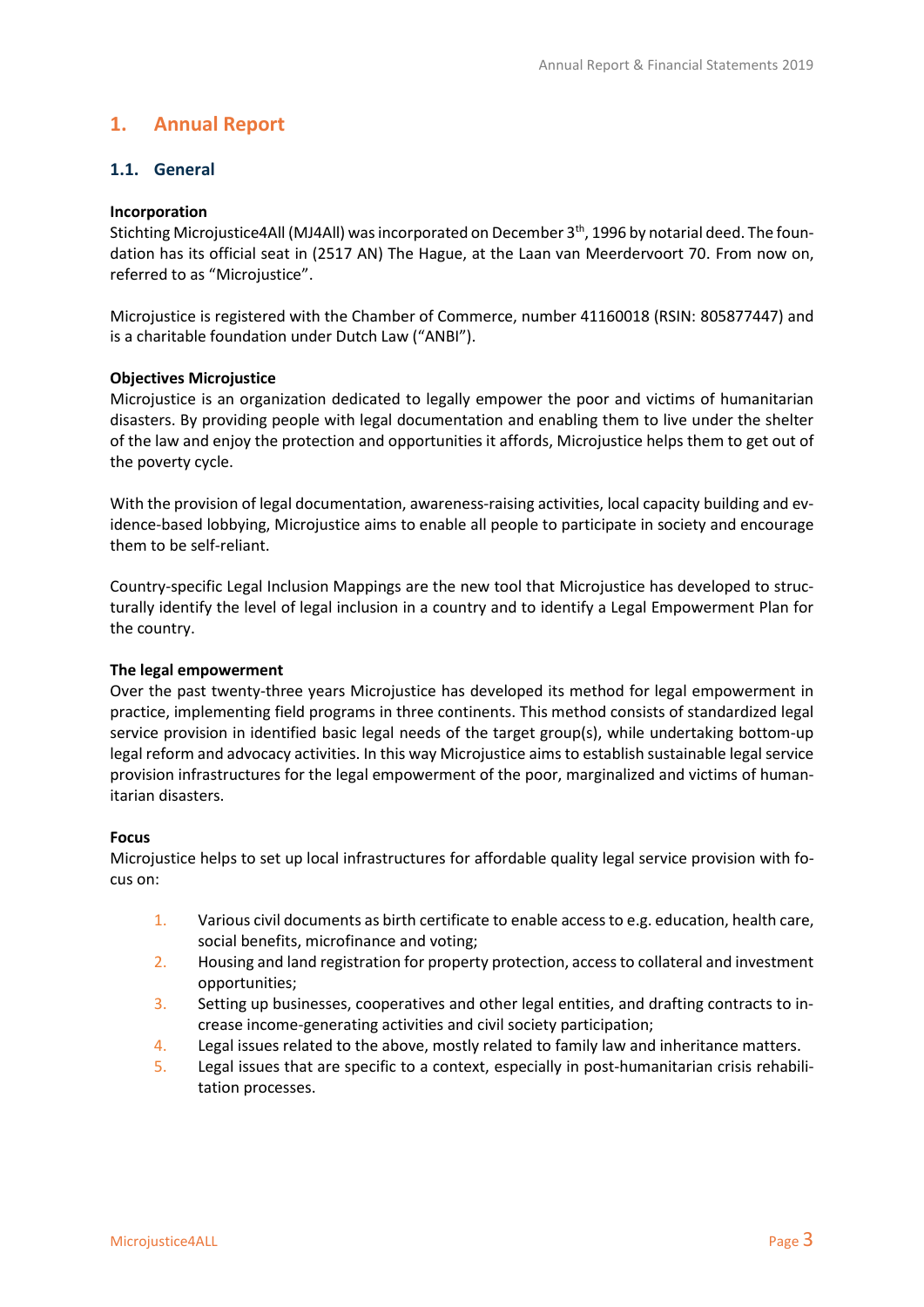# 1. Annual Report

## 1.1. General

**Incorporation**

Stichting Microjustice4All (MJ4All) was incorporated on December 3th, 1996 by notarial deed. The foundation has its official seat in (2517 AN) The Hague, at the Laan van Meerdervoort 70. From now on, referred to as "Microjustice".

Microjustice is registered with the Chamber of Commerce, number 41160018 (RSIN: 805877447) and is a charitable foundation under Dutch Law ("ANBI").

**Objectives Microjustice**

Microjustice is an organization dedicated to legally empower the poor and victims of humanitarian disasters. By providing people with legal documentation and enabling them to live under the shelter of the law and enjoy the protection and opportunities it affords, Microjustice helps them to get out of the poverty cycle.

With the provision of legal documentation, awareness-raising activities, local capacity building and evidence-based lobbying, Microjustice aims to enable all people to participate in society and encourage them to be self-reliant.

Country-specific Legal Inclusion Mappings are the new tool that Microjustice has developed to structurally identify the level of legal inclusion in a country and to identify a Legal Empowerment Plan for the country.

**The legal empowerment**

Over the past twenty-three years Microjustice has developed its method for legal empowerment in practice, implementing field programs in three continents. This method consists of standardized legal service provision in identified basic legal needs of the target group(s), while undertaking bottom-up legal reform and advocacy activities. In this way Microjustice aims to establish sustainable legal service provision infrastructures for the legal empowerment of the poor, marginalized and victims of humanitarian disasters.

**Focus**

Microjustice helps to set up local infrastructures for affordable quality legal service provision with focus on:

1. Various civil documents as birth certificate to enable access to e.g. education, health care, social benefits, microfinance and voting;
2. Housing and land registration for property protection, access to collateral and investment opportunities;
3. Setting up businesses, cooperatives and other legal entities, and drafting contracts to increase income-generating activities and civil society participation;
4. Legal issues related to the above, mostly related to family law and inheritance matters.
5. Legal issues that are specific to a context, especially in post-humanitarian crisis rehabilitation processes.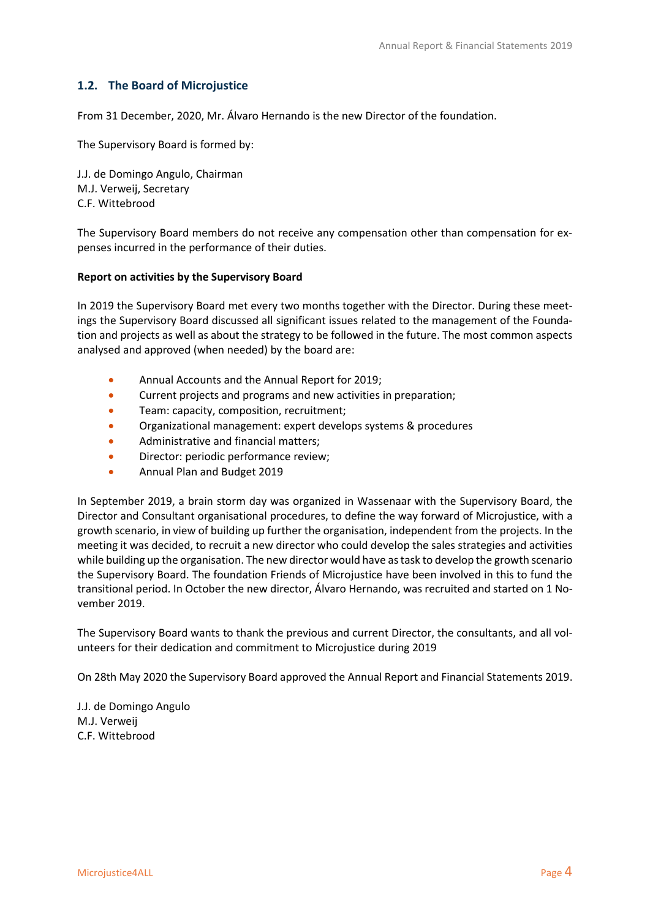## 1.2. The Board of Microjustice

From 31 December, 2020, Mr. Álvaro Hernando is the new Director of the foundation.

The Supervisory Board is formed by:

J.J. de Domingo Angulo, Chairman
M.J. Verweij, Secretary
C.F. Wittebrood

The Supervisory Board members do not receive any compensation other than compensation for expenses incurred in the performance of their duties.

**Report on activities by the Supervisory Board**

In 2019 the Supervisory Board met every two months together with the Director. During these meetings the Supervisory Board discussed all significant issues related to the management of the Foundation and projects as well as about the strategy to be followed in the future. The most common aspects analysed and approved (when needed) by the board are:

- Annual Accounts and the Annual Report for 2019;
- Current projects and programs and new activities in preparation;
- Team: capacity, composition, recruitment;
- Organizational management: expert develops systems & procedures
- Administrative and financial matters;
- Director: periodic performance review;
- Annual Plan and Budget 2019

In September 2019, a brain storm day was organized in Wassenaar with the Supervisory Board, the Director and Consultant organisational procedures, to define the way forward of Microjustice, with a growth scenario, in view of building up further the organisation, independent from the projects. In the meeting it was decided, to recruit a new director who could develop the sales strategies and activities while building up the organisation. The new director would have as task to develop the growth scenario the Supervisory Board. The foundation Friends of Microjustice have been involved in this to fund the transitional period. In October the new director, Álvaro Hernando, was recruited and started on 1 November 2019.

The Supervisory Board wants to thank the previous and current Director, the consultants, and all volunteers for their dedication and commitment to Microjustice during 2019

On 28th May 2020 the Supervisory Board approved the Annual Report and Financial Statements 2019.

J.J. de Domingo Angulo
M.J. Verweij
C.F. Wittebrood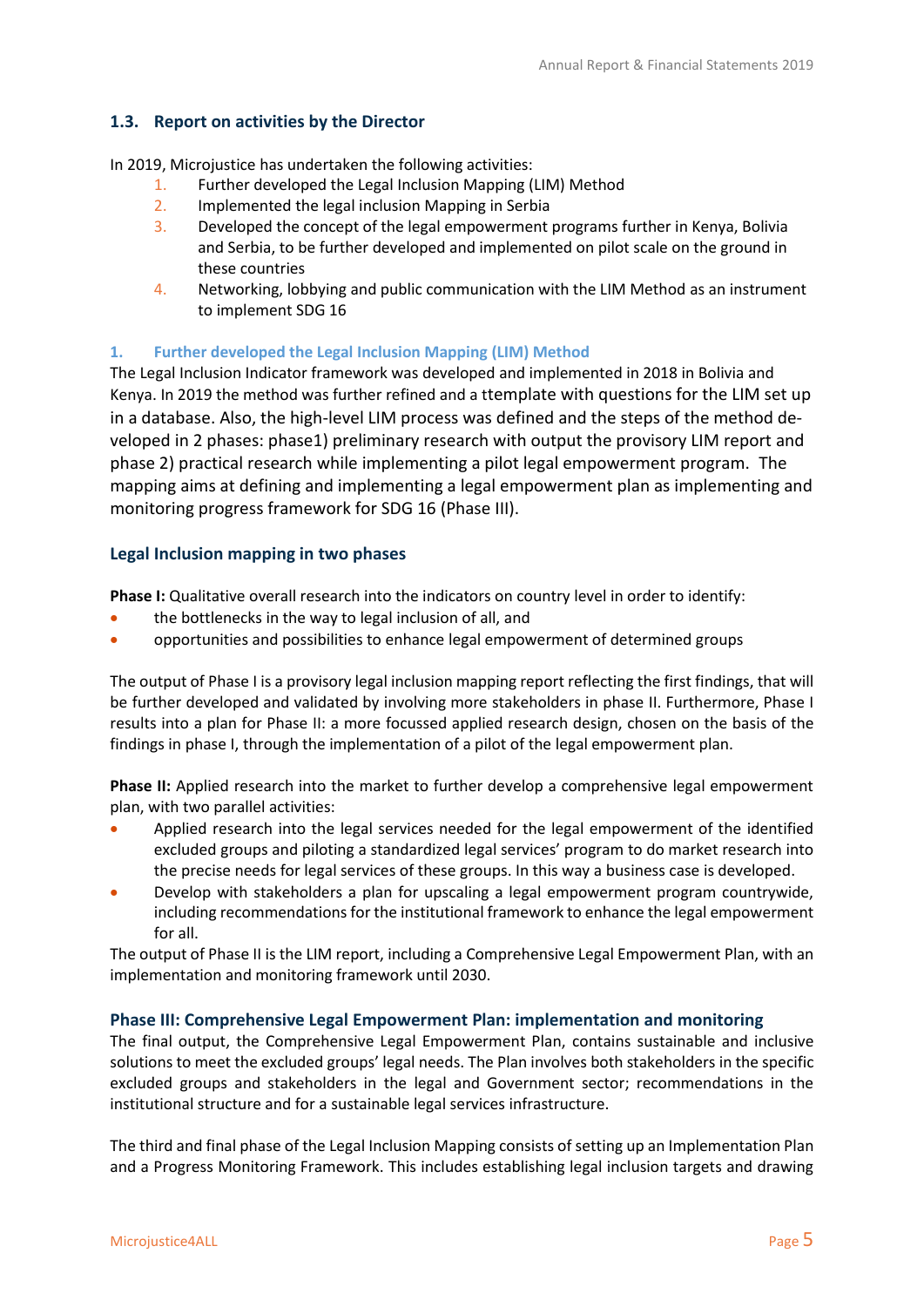### 1.3. Report on activities by the Director

In 2019, Microjustice has undertaken the following activities:

1. Further developed the Legal Inclusion Mapping (LIM) Method
2. Implemented the legal inclusion Mapping in Serbia
3. Developed the concept of the legal empowerment programs further in Kenya, Bolivia and Serbia, to be further developed and implemented on pilot scale on the ground in these countries
4. Networking, lobbying and public communication with the LIM Method as an instrument to implement SDG 16

#### 1. Further developed the Legal Inclusion Mapping (LIM) Method

The Legal Inclusion Indicator framework was developed and implemented in 2018 in Bolivia and Kenya. In 2019 the method was further refined and a ttemplate with questions for the LIM set up in a database. Also, the high-level LIM process was defined and the steps of the method de-veloped in 2 phases: phase1) preliminary research with output the provisory LIM report and phase 2) practical research while implementing a pilot legal empowerment program. The mapping aims at defining and implementing a legal empowerment plan as implementing and monitoring progress framework for SDG 16 (Phase III).

#### Legal Inclusion mapping in two phases

**Phase I:** Qualitative overall research into the indicators on country level in order to identify:

- the bottlenecks in the way to legal inclusion of all, and
- opportunities and possibilities to enhance legal empowerment of determined groups

The output of Phase I is a provisory legal inclusion mapping report reflecting the first findings, that will be further developed and validated by involving more stakeholders in phase II. Furthermore, Phase I results into a plan for Phase II: a more focussed applied research design, chosen on the basis of the findings in phase I, through the implementation of a pilot of the legal empowerment plan.

**Phase II:** Applied research into the market to further develop a comprehensive legal empowerment plan, with two parallel activities:

- Applied research into the legal services needed for the legal empowerment of the identified excluded groups and piloting a standardized legal services' program to do market research into the precise needs for legal services of these groups. In this way a business case is developed.
- Develop with stakeholders a plan for upscaling a legal empowerment program countrywide, including recommendations for the institutional framework to enhance the legal empowerment for all.

The output of Phase II is the LIM report, including a Comprehensive Legal Empowerment Plan, with an implementation and monitoring framework until 2030.

#### Phase III: Comprehensive Legal Empowerment Plan: implementation and monitoring

The final output, the Comprehensive Legal Empowerment Plan, contains sustainable and inclusive solutions to meet the excluded groups' legal needs. The Plan involves both stakeholders in the specific excluded groups and stakeholders in the legal and Government sector; recommendations in the institutional structure and for a sustainable legal services infrastructure.

The third and final phase of the Legal Inclusion Mapping consists of setting up an Implementation Plan and a Progress Monitoring Framework. This includes establishing legal inclusion targets and drawing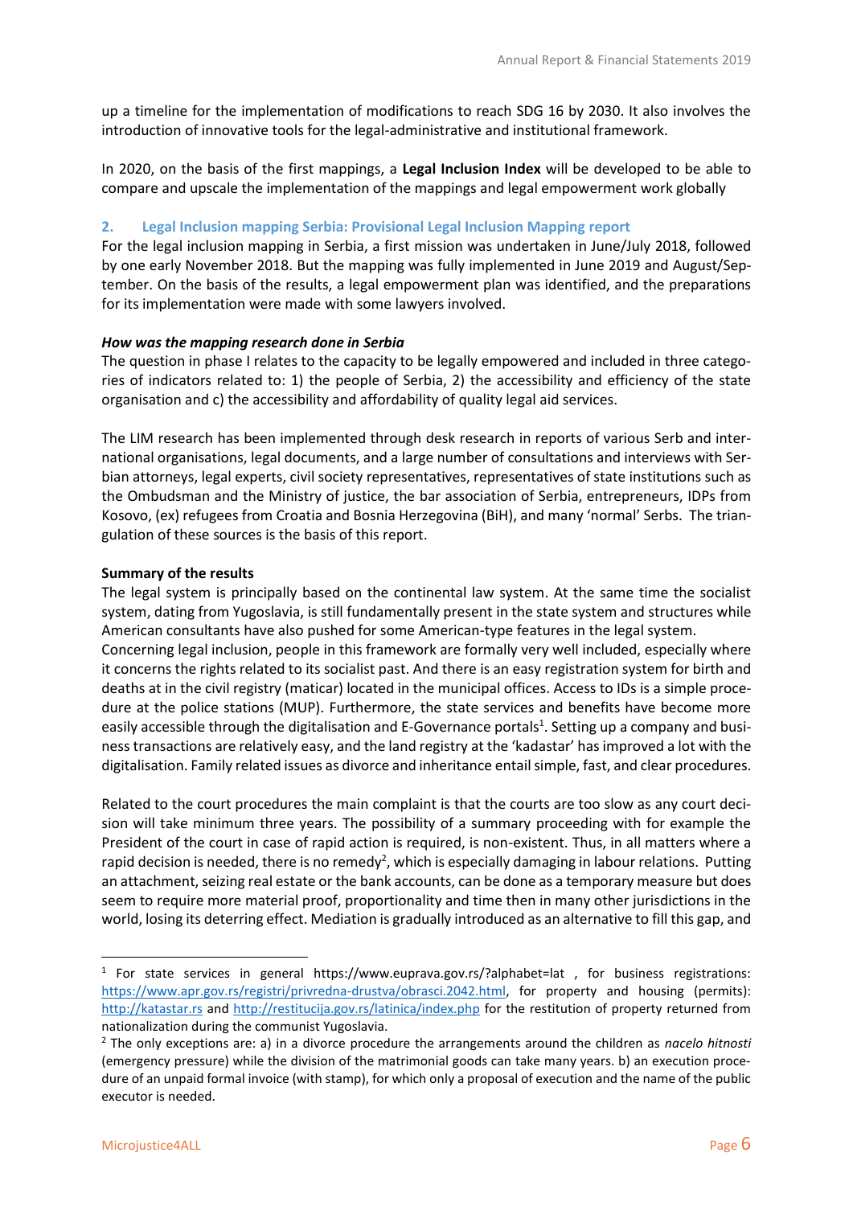up a timeline for the implementation of modifications to reach SDG 16 by 2030. It also involves the introduction of innovative tools for the legal-administrative and institutional framework.

In 2020, on the basis of the first mappings, a **Legal Inclusion Index** will be developed to be able to compare and upscale the implementation of the mappings and legal empowerment work globally

## 2. Legal Inclusion mapping Serbia: Provisional Legal Inclusion Mapping report

For the legal inclusion mapping in Serbia, a first mission was undertaken in June/July 2018, followed by one early November 2018. But the mapping was fully implemented in June 2019 and August/September. On the basis of the results, a legal empowerment plan was identified, and the preparations for its implementation were made with some lawyers involved.

***How was the mapping research done in Serbia***

The question in phase I relates to the capacity to be legally empowered and included in three categories of indicators related to: 1) the people of Serbia, 2) the accessibility and efficiency of the state organisation and c) the accessibility and affordability of quality legal aid services.

The LIM research has been implemented through desk research in reports of various Serb and international organisations, legal documents, and a large number of consultations and interviews with Serbian attorneys, legal experts, civil society representatives, representatives of state institutions such as the Ombudsman and the Ministry of justice, the bar association of Serbia, entrepreneurs, IDPs from Kosovo, (ex) refugees from Croatia and Bosnia Herzegovina (BiH), and many 'normal' Serbs. The triangulation of these sources is the basis of this report.

**Summary of the results**

The legal system is principally based on the continental law system. At the same time the socialist system, dating from Yugoslavia, is still fundamentally present in the state system and structures while American consultants have also pushed for some American-type features in the legal system.

Concerning legal inclusion, people in this framework are formally very well included, especially where it concerns the rights related to its socialist past. And there is an easy registration system for birth and deaths at in the civil registry (maticar) located in the municipal offices. Access to IDs is a simple procedure at the police stations (MUP). Furthermore, the state services and benefits have become more easily accessible through the digitalisation and E-Governance portals[1]. Setting up a company and business transactions are relatively easy, and the land registry at the 'kadastar' has improved a lot with the digitalisation. Family related issues as divorce and inheritance entail simple, fast, and clear procedures.

Related to the court procedures the main complaint is that the courts are too slow as any court decision will take minimum three years. The possibility of a summary proceeding with for example the President of the court in case of rapid action is required, is non-existent. Thus, in all matters where a rapid decision is needed, there is no remedy[2], which is especially damaging in labour relations. Putting an attachment, seizing real estate or the bank accounts, can be done as a temporary measure but does seem to require more material proof, proportionality and time then in many other jurisdictions in the world, losing its deterring effect. Mediation is gradually introduced as an alternative to fill this gap, and

---

[1] For state services in general https://www.euprava.gov.rs/?alphabet=lat , for business registrations: https://www.apr.gov.rs/registri/privredna-drustva/obrasci.2042.html, for property and housing (permits): http://katastar.rs and http://restitucija.gov.rs/latinica/index.php for the restitution of property returned from nationalization during the communist Yugoslavia.

[2] The only exceptions are: a) in a divorce procedure the arrangements around the children as *nacelo hitnosti* (emergency pressure) while the division of the matrimonial goods can take many years. b) an execution procedure of an unpaid formal invoice (with stamp), for which only a proposal of execution and the name of the public executor is needed.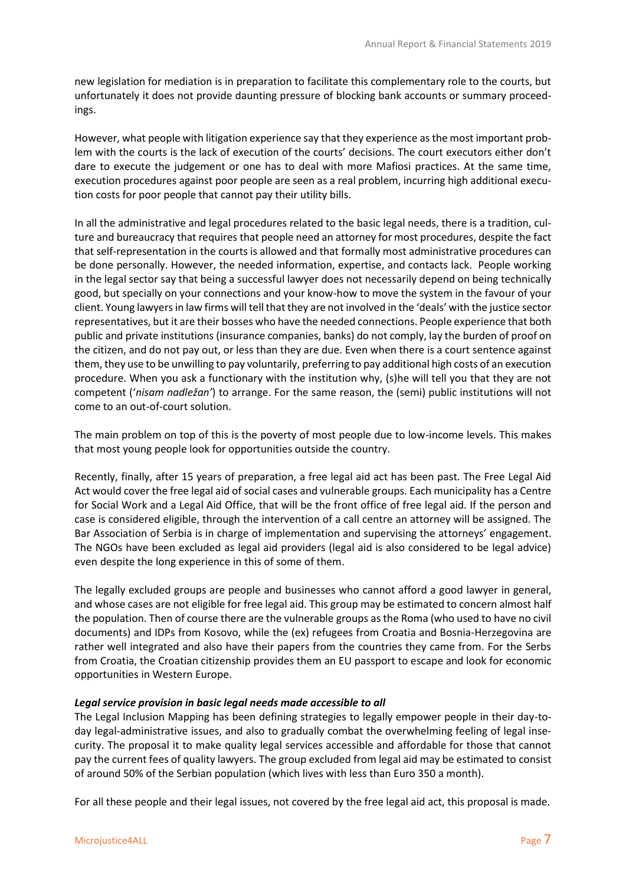new legislation for mediation is in preparation to facilitate this complementary role to the courts, but unfortunately it does not provide daunting pressure of blocking bank accounts or summary proceedings.

However, what people with litigation experience say that they experience as the most important problem with the courts is the lack of execution of the courts' decisions. The court executors either don't dare to execute the judgement or one has to deal with more Mafiosi practices. At the same time, execution procedures against poor people are seen as a real problem, incurring high additional execution costs for poor people that cannot pay their utility bills.

In all the administrative and legal procedures related to the basic legal needs, there is a tradition, culture and bureaucracy that requires that people need an attorney for most procedures, despite the fact that self-representation in the courts is allowed and that formally most administrative procedures can be done personally. However, the needed information, expertise, and contacts lack. People working in the legal sector say that being a successful lawyer does not necessarily depend on being technically good, but specially on your connections and your know-how to move the system in the favour of your client. Young lawyers in law firms will tell that they are not involved in the 'deals' with the justice sector representatives, but it are their bosses who have the needed connections. People experience that both public and private institutions (insurance companies, banks) do not comply, lay the burden of proof on the citizen, and do not pay out, or less than they are due. Even when there is a court sentence against them, they use to be unwilling to pay voluntarily, preferring to pay additional high costs of an execution procedure. When you ask a functionary with the institution why, (s)he will tell you that they are not competent ('*nisam nadležan'*) to arrange. For the same reason, the (semi) public institutions will not come to an out-of-court solution.

The main problem on top of this is the poverty of most people due to low-income levels. This makes that most young people look for opportunities outside the country.

Recently, finally, after 15 years of preparation, a free legal aid act has been past. The Free Legal Aid Act would cover the free legal aid of social cases and vulnerable groups. Each municipality has a Centre for Social Work and a Legal Aid Office, that will be the front office of free legal aid. If the person and case is considered eligible, through the intervention of a call centre an attorney will be assigned. The Bar Association of Serbia is in charge of implementation and supervising the attorneys' engagement. The NGOs have been excluded as legal aid providers (legal aid is also considered to be legal advice) even despite the long experience in this of some of them.

The legally excluded groups are people and businesses who cannot afford a good lawyer in general, and whose cases are not eligible for free legal aid. This group may be estimated to concern almost half the population. Then of course there are the vulnerable groups as the Roma (who used to have no civil documents) and IDPs from Kosovo, while the (ex) refugees from Croatia and Bosnia-Herzegovina are rather well integrated and also have their papers from the countries they came from. For the Serbs from Croatia, the Croatian citizenship provides them an EU passport to escape and look for economic opportunities in Western Europe.

***Legal service provision in basic legal needs made accessible to all***

The Legal Inclusion Mapping has been defining strategies to legally empower people in their day-to-day legal-administrative issues, and also to gradually combat the overwhelming feeling of legal insecurity. The proposal it to make quality legal services accessible and affordable for those that cannot pay the current fees of quality lawyers. The group excluded from legal aid may be estimated to consist of around 50% of the Serbian population (which lives with less than Euro 350 a month).

For all these people and their legal issues, not covered by the free legal aid act, this proposal is made.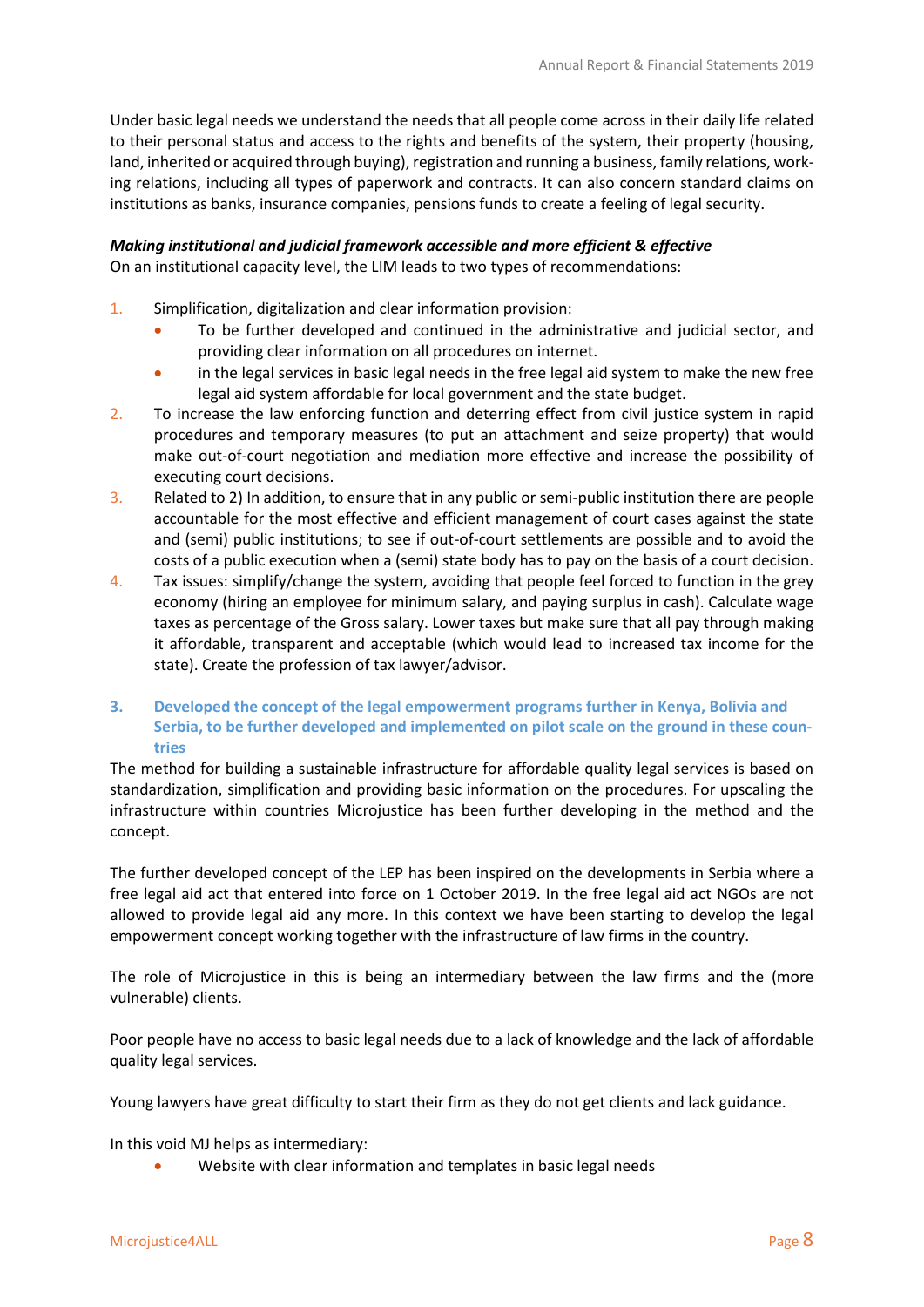Under basic legal needs we understand the needs that all people come across in their daily life related to their personal status and access to the rights and benefits of the system, their property (housing, land, inherited or acquired through buying), registration and running a business, family relations, working relations, including all types of paperwork and contracts. It can also concern standard claims on institutions as banks, insurance companies, pensions funds to create a feeling of legal security.

***Making institutional and judicial framework accessible and more efficient & effective***

On an institutional capacity level, the LIM leads to two types of recommendations:

1. Simplification, digitalization and clear information provision:
   - To be further developed and continued in the administrative and judicial sector, and providing clear information on all procedures on internet.
   - in the legal services in basic legal needs in the free legal aid system to make the new free legal aid system affordable for local government and the state budget.
2. To increase the law enforcing function and deterring effect from civil justice system in rapid procedures and temporary measures (to put an attachment and seize property) that would make out-of-court negotiation and mediation more effective and increase the possibility of executing court decisions.
3. Related to 2) In addition, to ensure that in any public or semi-public institution there are people accountable for the most effective and efficient management of court cases against the state and (semi) public institutions; to see if out-of-court settlements are possible and to avoid the costs of a public execution when a (semi) state body has to pay on the basis of a court decision.
4. Tax issues: simplify/change the system, avoiding that people feel forced to function in the grey economy (hiring an employee for minimum salary, and paying surplus in cash). Calculate wage taxes as percentage of the Gross salary. Lower taxes but make sure that all pay through making it affordable, transparent and acceptable (which would lead to increased tax income for the state). Create the profession of tax lawyer/advisor.

### 3. Developed the concept of the legal empowerment programs further in Kenya, Bolivia and Serbia, to be further developed and implemented on pilot scale on the ground in these countries

The method for building a sustainable infrastructure for affordable quality legal services is based on standardization, simplification and providing basic information on the procedures. For upscaling the infrastructure within countries Microjustice has been further developing in the method and the concept.

The further developed concept of the LEP has been inspired on the developments in Serbia where a free legal aid act that entered into force on 1 October 2019. In the free legal aid act NGOs are not allowed to provide legal aid any more. In this context we have been starting to develop the legal empowerment concept working together with the infrastructure of law firms in the country.

The role of Microjustice in this is being an intermediary between the law firms and the (more vulnerable) clients.

Poor people have no access to basic legal needs due to a lack of knowledge and the lack of affordable quality legal services.

Young lawyers have great difficulty to start their firm as they do not get clients and lack guidance.

In this void MJ helps as intermediary:

- Website with clear information and templates in basic legal needs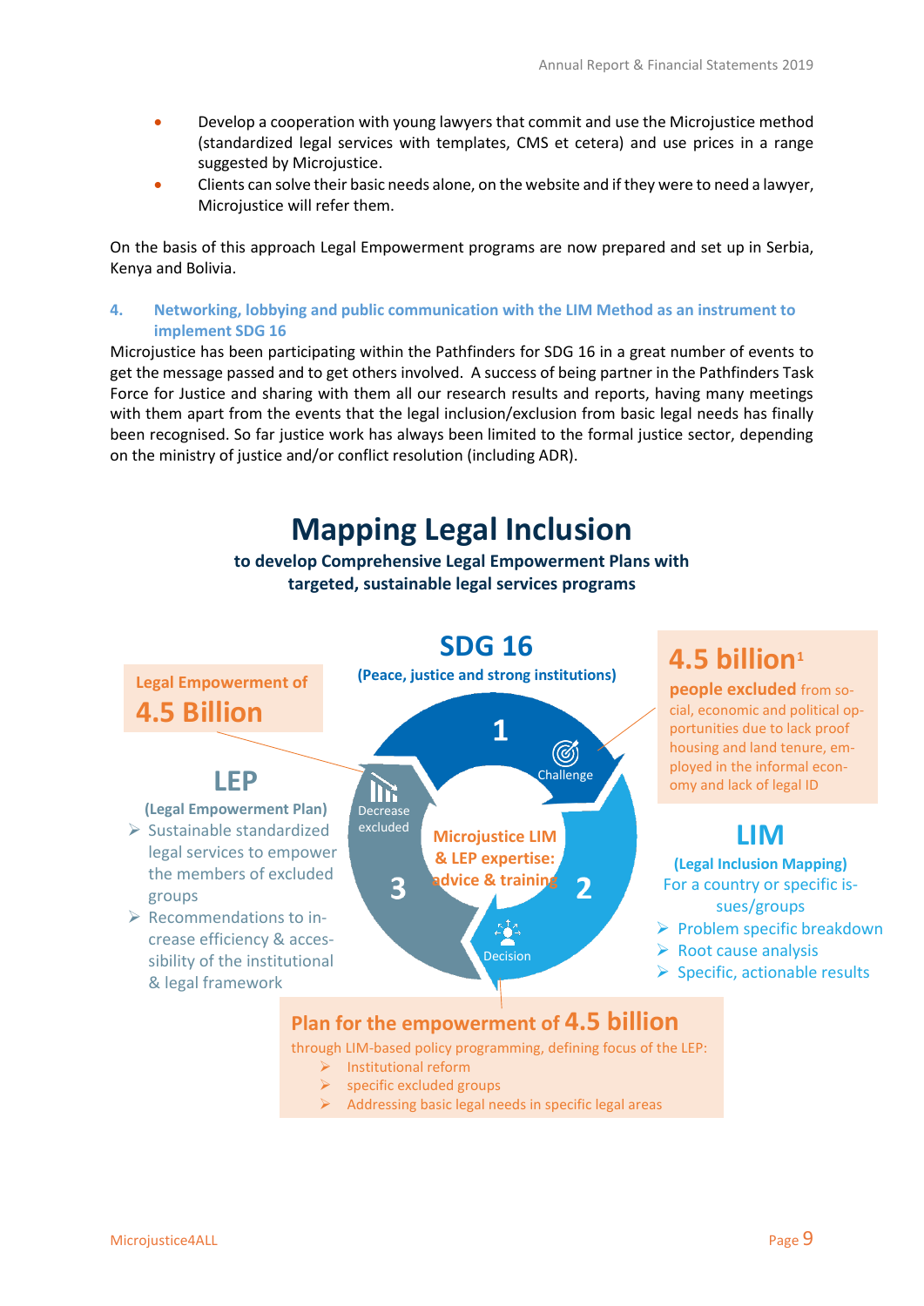- Develop a cooperation with young lawyers that commit and use the Microjustice method (standardized legal services with templates, CMS et cetera) and use prices in a range suggested by Microjustice.
- Clients can solve their basic needs alone, on the website and if they were to need a lawyer, Microjustice will refer them.

On the basis of this approach Legal Empowerment programs are now prepared and set up in Serbia, Kenya and Bolivia.

### 4. Networking, lobbying and public communication with the LIM Method as an instrument to implement SDG 16

Microjustice has been participating within the Pathfinders for SDG 16 in a great number of events to get the message passed and to get others involved. A success of being partner in the Pathfinders Task Force for Justice and sharing with them all our research results and reports, having many meetings with them apart from the events that the legal inclusion/exclusion from basic legal needs has finally been recognised. So far justice work has always been limited to the formal justice sector, depending on the ministry of justice and/or conflict resolution (including ADR).

## Mapping Legal Inclusion

**to develop Comprehensive Legal Empowerment Plans with targeted, sustainable legal services programs**

**SDG 16**
**(Peace, justice and strong institutions)**

**Legal Empowerment of 4.5 Billion**

**4.5 billion**[1] **people excluded** from social, economic and political opportunities due to lack proof housing and land tenure, employed in the informal economy and lack of legal ID

1 Challenge — 2 Decision — 3 Decrease excluded

**Microjustice LIM & LEP expertise: advice & training**

**LEP**
**(Legal Empowerment Plan)**
- Sustainable standardized legal services to empower the members of excluded groups
- Recommendations to increase efficiency & accessibility of the institutional & legal framework

**LIM**
**(Legal Inclusion Mapping)**
For a country or specific issues/groups
- Problem specific breakdown
- Root cause analysis
- Specific, actionable results

**Plan for the empowerment of 4.5 billion**
through LIM-based policy programming, defining focus of the LEP:
- Institutional reform
- specific excluded groups
- Addressing basic legal needs in specific legal areas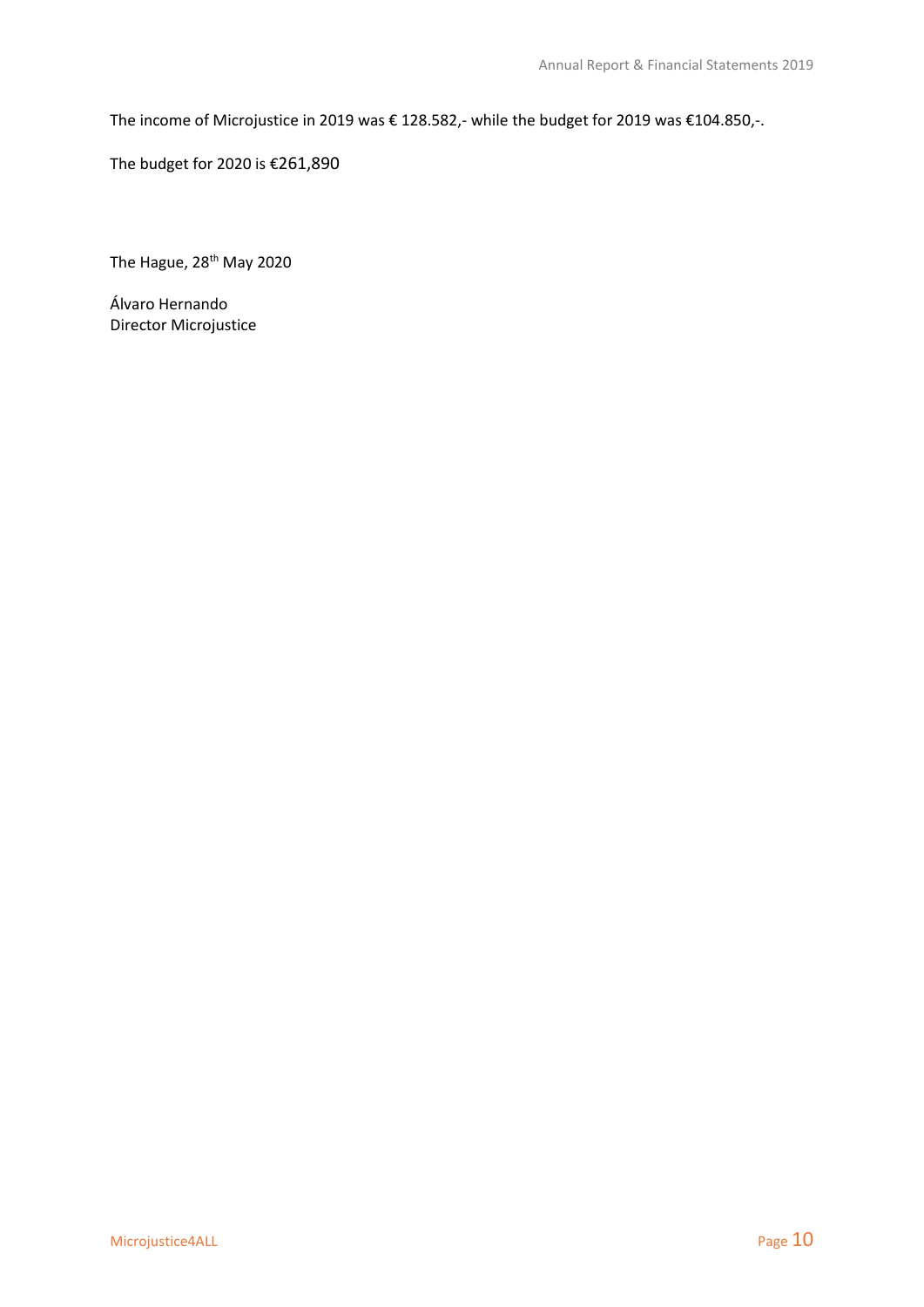The income of Microjustice in 2019 was € 128.582,- while the budget for 2019 was €104.850,-.

The budget for 2020 is €261,890

The Hague, 28th May 2020

Álvaro Hernando  
Director Microjustice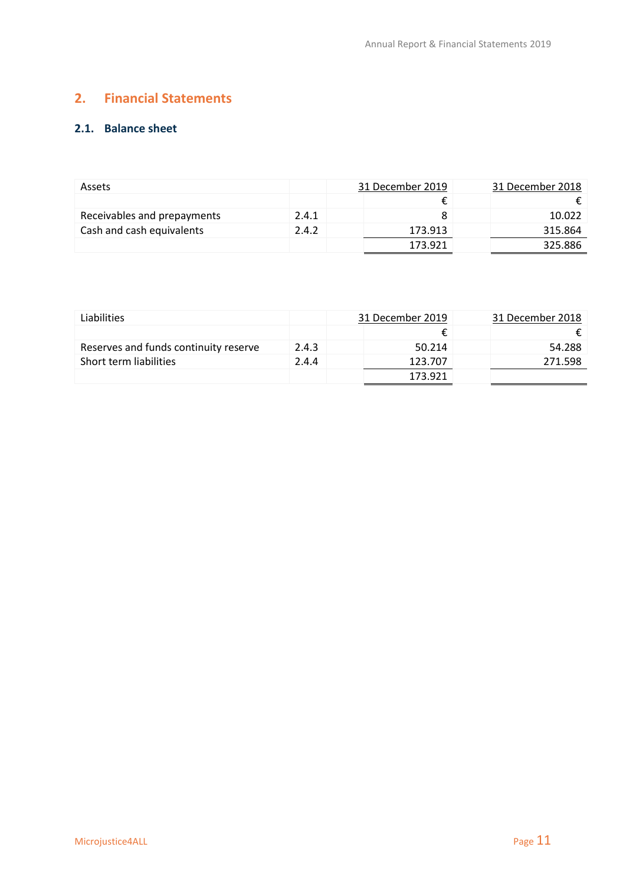## 2. Financial Statements

### 2.1. Balance sheet

| Assets | | 31 December 2019 | 31 December 2018 |
|---|---|---|---|
| | | € | € |
| Receivables and prepayments | 2.4.1 | 8 | 10.022 |
| Cash and cash equivalents | 2.4.2 | 173.913 | 315.864 |
| | | 173.921 | 325.886 |

| Liabilities | | 31 December 2019 | 31 December 2018 |
|---|---|---|---|
| | | € | € |
| Reserves and funds continuity reserve | 2.4.3 | 50.214 | 54.288 |
| Short term liabilities | 2.4.4 | 123.707 | 271.598 |
| | | 173.921 | |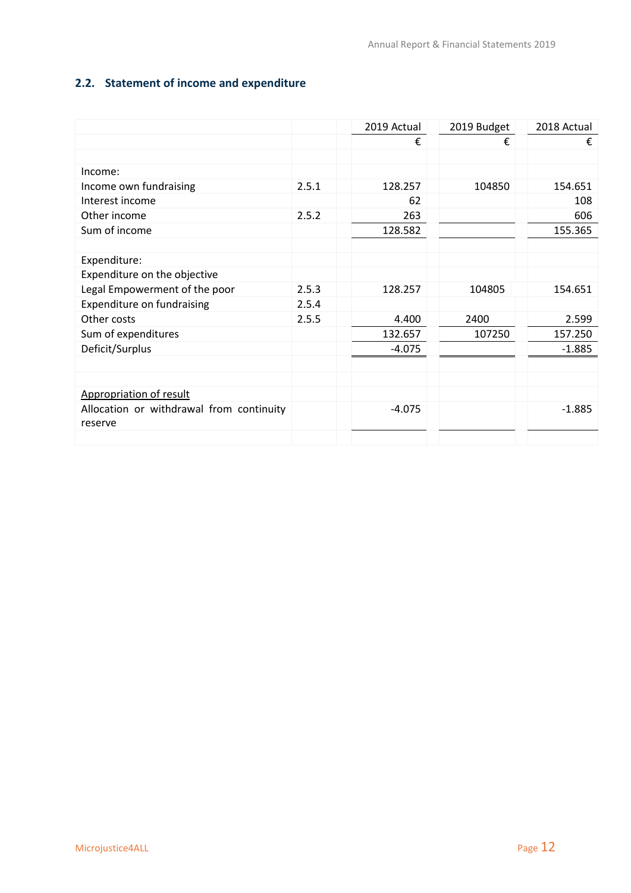## 2.2. Statement of income and expenditure

| | | 2019 Actual | 2019 Budget | 2018 Actual |
|---|---|---|---|---|
| | | € | € | € |
| | | | | |
| Income: | | | | |
| Income own fundraising | 2.5.1 | 128.257 | 104850 | 154.651 |
| Interest income | | 62 | | 108 |
| Other income | 2.5.2 | 263 | | 606 |
| Sum of income | | 128.582 | | 155.365 |
| | | | | |
| Expenditure: | | | | |
| Expenditure on the objective | | | | |
| Legal Empowerment of the poor | 2.5.3 | 128.257 | 104805 | 154.651 |
| Expenditure on fundraising | 2.5.4 | | | |
| Other costs | 2.5.5 | 4.400 | 2400 | 2.599 |
| Sum of expenditures | | 132.657 | 107250 | 157.250 |
| Deficit/Surplus | | -4.075 | | -1.885 |
| | | | | |
| <u>Appropriation of result</u> | | | | |
| Allocation or withdrawal from continuity reserve | | -4.075 | | -1.885 |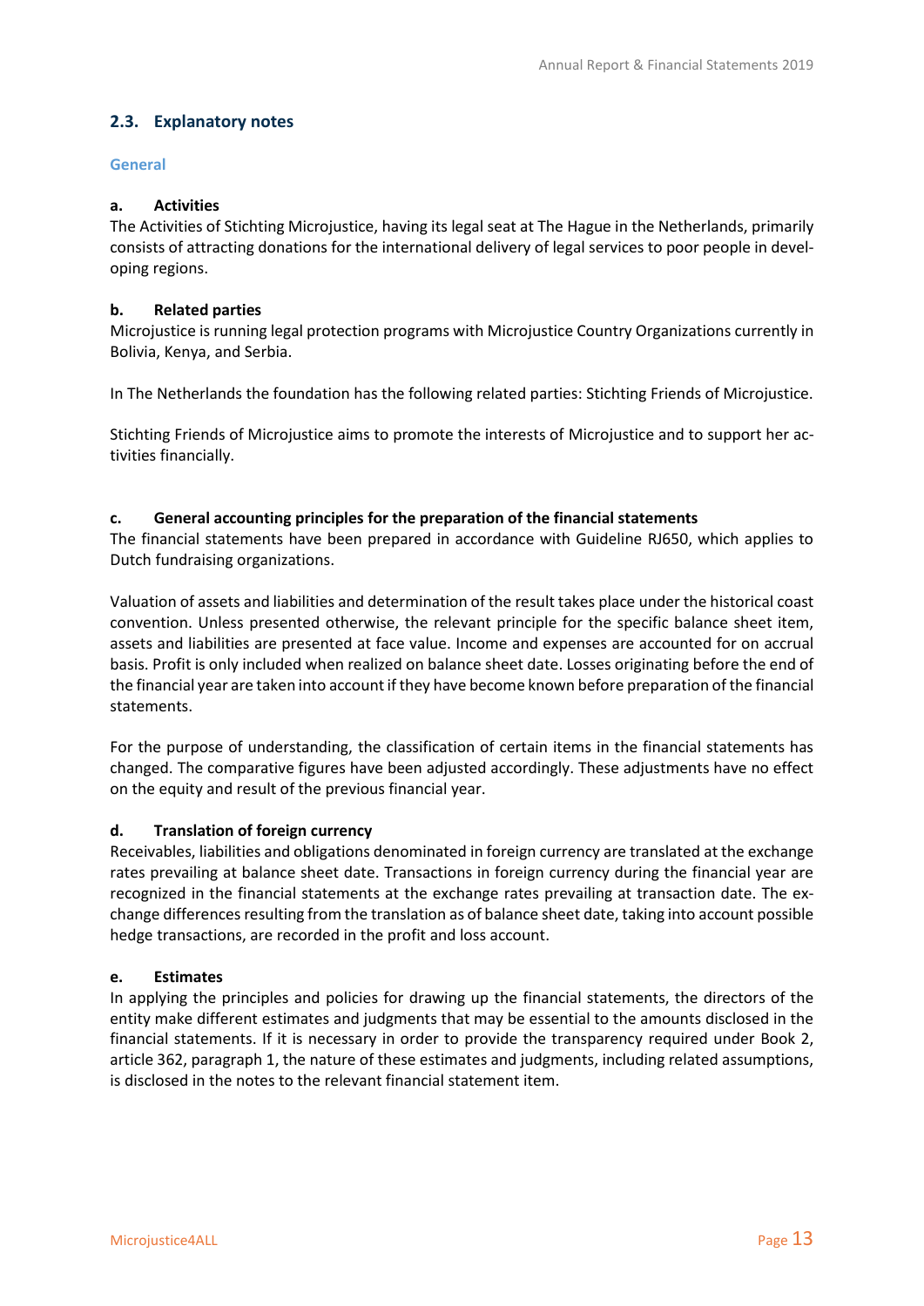## 2.3. Explanatory notes

### General

**a. Activities**

The Activities of Stichting Microjustice, having its legal seat at The Hague in the Netherlands, primarily consists of attracting donations for the international delivery of legal services to poor people in developing regions.

**b. Related parties**

Microjustice is running legal protection programs with Microjustice Country Organizations currently in Bolivia, Kenya, and Serbia.

In The Netherlands the foundation has the following related parties: Stichting Friends of Microjustice.

Stichting Friends of Microjustice aims to promote the interests of Microjustice and to support her activities financially.

**c. General accounting principles for the preparation of the financial statements**

The financial statements have been prepared in accordance with Guideline RJ650, which applies to Dutch fundraising organizations.

Valuation of assets and liabilities and determination of the result takes place under the historical coast convention. Unless presented otherwise, the relevant principle for the specific balance sheet item, assets and liabilities are presented at face value. Income and expenses are accounted for on accrual basis. Profit is only included when realized on balance sheet date. Losses originating before the end of the financial year are taken into account if they have become known before preparation of the financial statements.

For the purpose of understanding, the classification of certain items in the financial statements has changed. The comparative figures have been adjusted accordingly. These adjustments have no effect on the equity and result of the previous financial year.

**d. Translation of foreign currency**

Receivables, liabilities and obligations denominated in foreign currency are translated at the exchange rates prevailing at balance sheet date. Transactions in foreign currency during the financial year are recognized in the financial statements at the exchange rates prevailing at transaction date. The exchange differences resulting from the translation as of balance sheet date, taking into account possible hedge transactions, are recorded in the profit and loss account.

**e. Estimates**

In applying the principles and policies for drawing up the financial statements, the directors of the entity make different estimates and judgments that may be essential to the amounts disclosed in the financial statements. If it is necessary in order to provide the transparency required under Book 2, article 362, paragraph 1, the nature of these estimates and judgments, including related assumptions, is disclosed in the notes to the relevant financial statement item.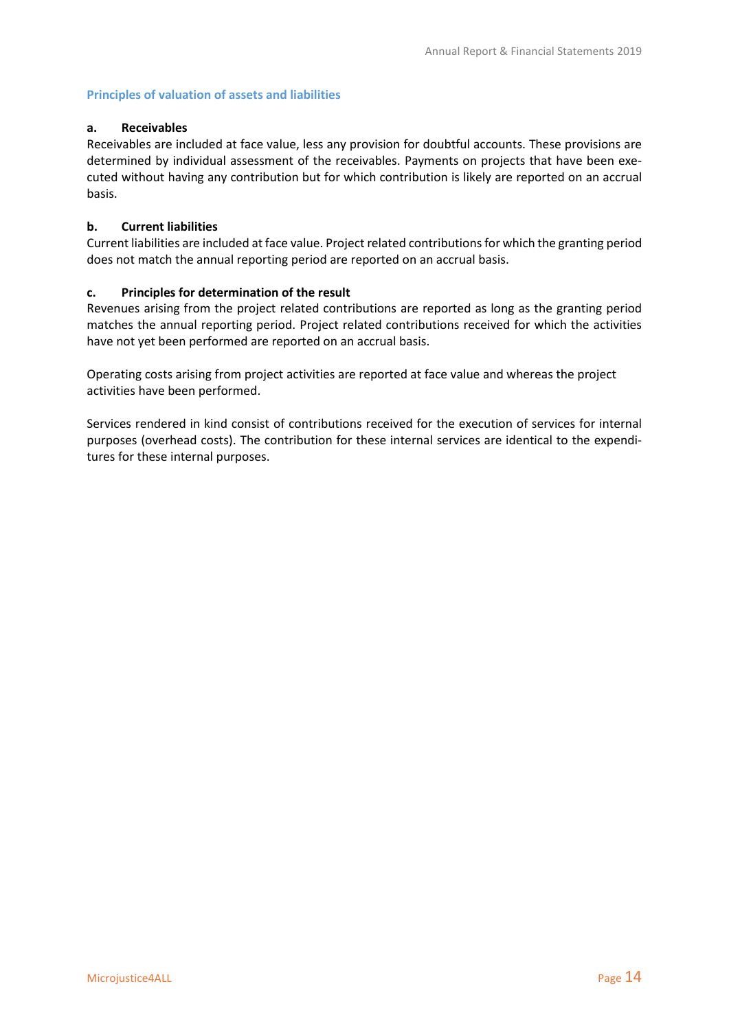## Principles of valuation of assets and liabilities

**a. Receivables**

Receivables are included at face value, less any provision for doubtful accounts. These provisions are determined by individual assessment of the receivables. Payments on projects that have been executed without having any contribution but for which contribution is likely are reported on an accrual basis.

**b. Current liabilities**

Current liabilities are included at face value. Project related contributions for which the granting period does not match the annual reporting period are reported on an accrual basis.

**c. Principles for determination of the result**

Revenues arising from the project related contributions are reported as long as the granting period matches the annual reporting period. Project related contributions received for which the activities have not yet been performed are reported on an accrual basis.

Operating costs arising from project activities are reported at face value and whereas the project activities have been performed.

Services rendered in kind consist of contributions received for the execution of services for internal purposes (overhead costs). The contribution for these internal services are identical to the expenditures for these internal purposes.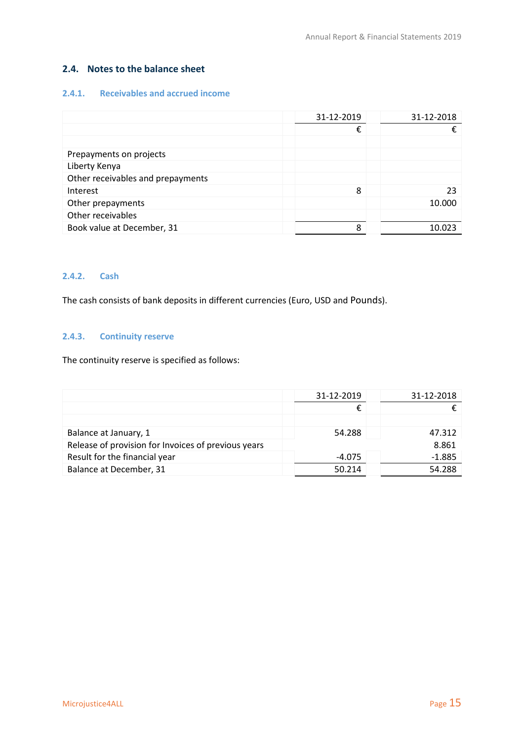## 2.4. Notes to the balance sheet

### 2.4.1. Receivables and accrued income

| | 31-12-2019 | 31-12-2018 |
|---|---|---|
| | € | € |
| | | |
| Prepayments on projects | | |
| Liberty Kenya | | |
| Other receivables and prepayments | | |
| Interest | 8 | 23 |
| Other prepayments | | 10.000 |
| Other receivables | | |
| Book value at December, 31 | 8 | 10.023 |

### 2.4.2. Cash

The cash consists of bank deposits in different currencies (Euro, USD and Pounds).

### 2.4.3. Continuity reserve

The continuity reserve is specified as follows:

| | 31-12-2019 | 31-12-2018 |
|---|---|---|
| | € | € |
| | | |
| Balance at January, 1 | 54.288 | 47.312 |
| Release of provision for Invoices of previous years | | 8.861 |
| Result for the financial year | -4.075 | -1.885 |
| Balance at December, 31 | 50.214 | 54.288 |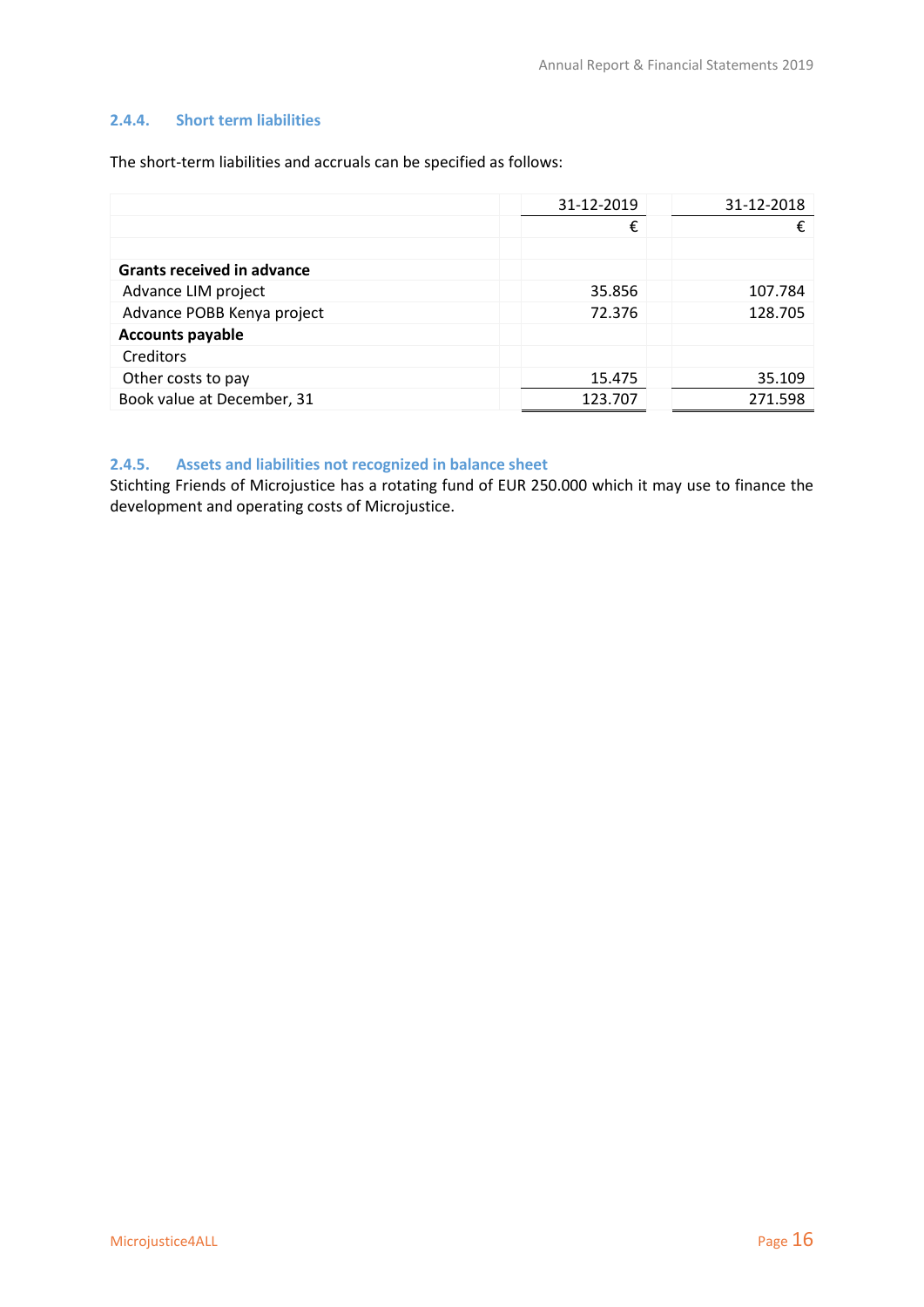### 2.4.4. Short term liabilities

The short-term liabilities and accruals can be specified as follows:

| | 31-12-2019 | 31-12-2018 |
|---|---|---|
| | € | € |
| | | |
| **Grants received in advance** | | |
| Advance LIM project | 35.856 | 107.784 |
| Advance POBB Kenya project | 72.376 | 128.705 |
| **Accounts payable** | | |
| Creditors | | |
| Other costs to pay | 15.475 | 35.109 |
| Book value at December, 31 | 123.707 | 271.598 |

### 2.4.5. Assets and liabilities not recognized in balance sheet

Stichting Friends of Microjustice has a rotating fund of EUR 250.000 which it may use to finance the development and operating costs of Microjustice.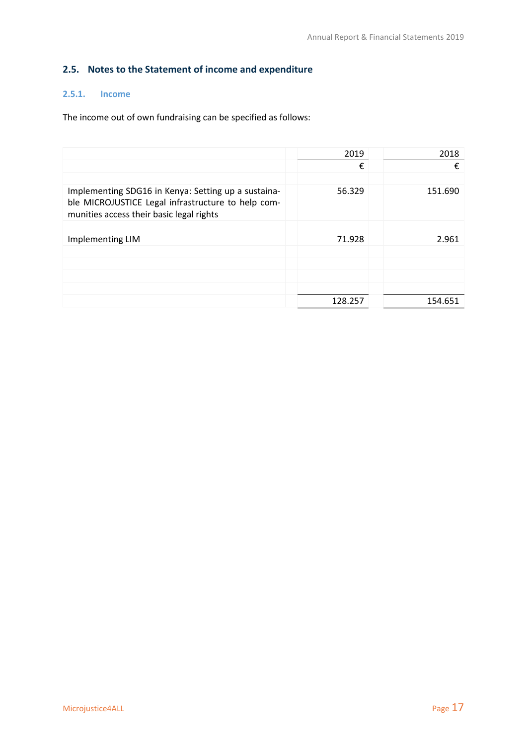## 2.5. Notes to the Statement of income and expenditure

### 2.5.1. Income

The income out of own fundraising can be specified as follows:

| | 2019 | 2018 |
|---|---:|---:|
| | € | € |
| Implementing SDG16 in Kenya: Setting up a sustainable MICROJUSTICE Legal infrastructure to help communities access their basic legal rights | 56.329 | 151.690 |
| Implementing LIM | 71.928 | 2.961 |
| | 128.257 | 154.651 |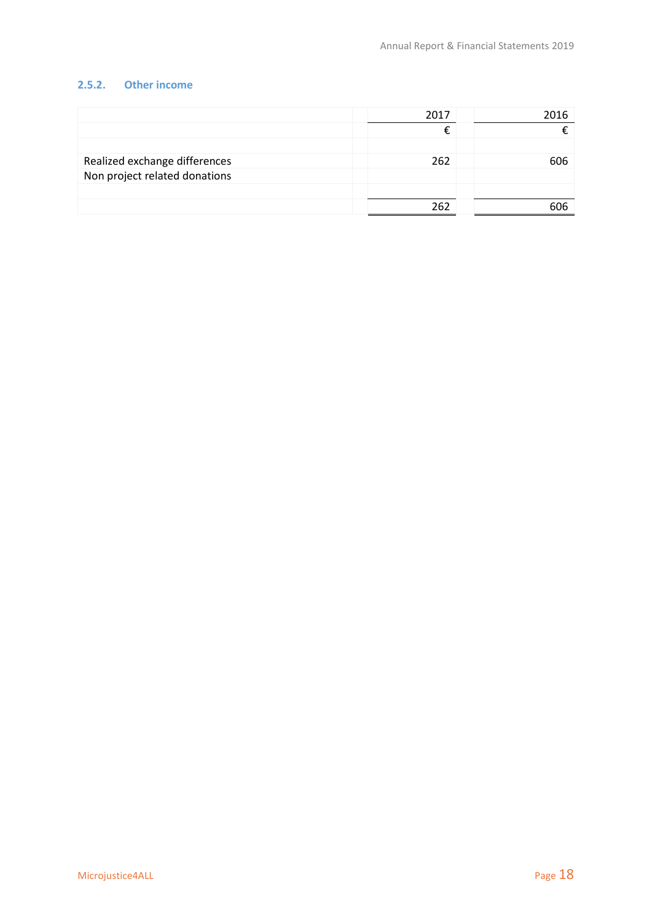### 2.5.2. Other income

| | 2017 | 2016 |
|---|---:|---:|
| | € | € |
| | | |
| Realized exchange differences | 262 | 606 |
| Non project related donations | | |
| | | |
| | 262 | 606 |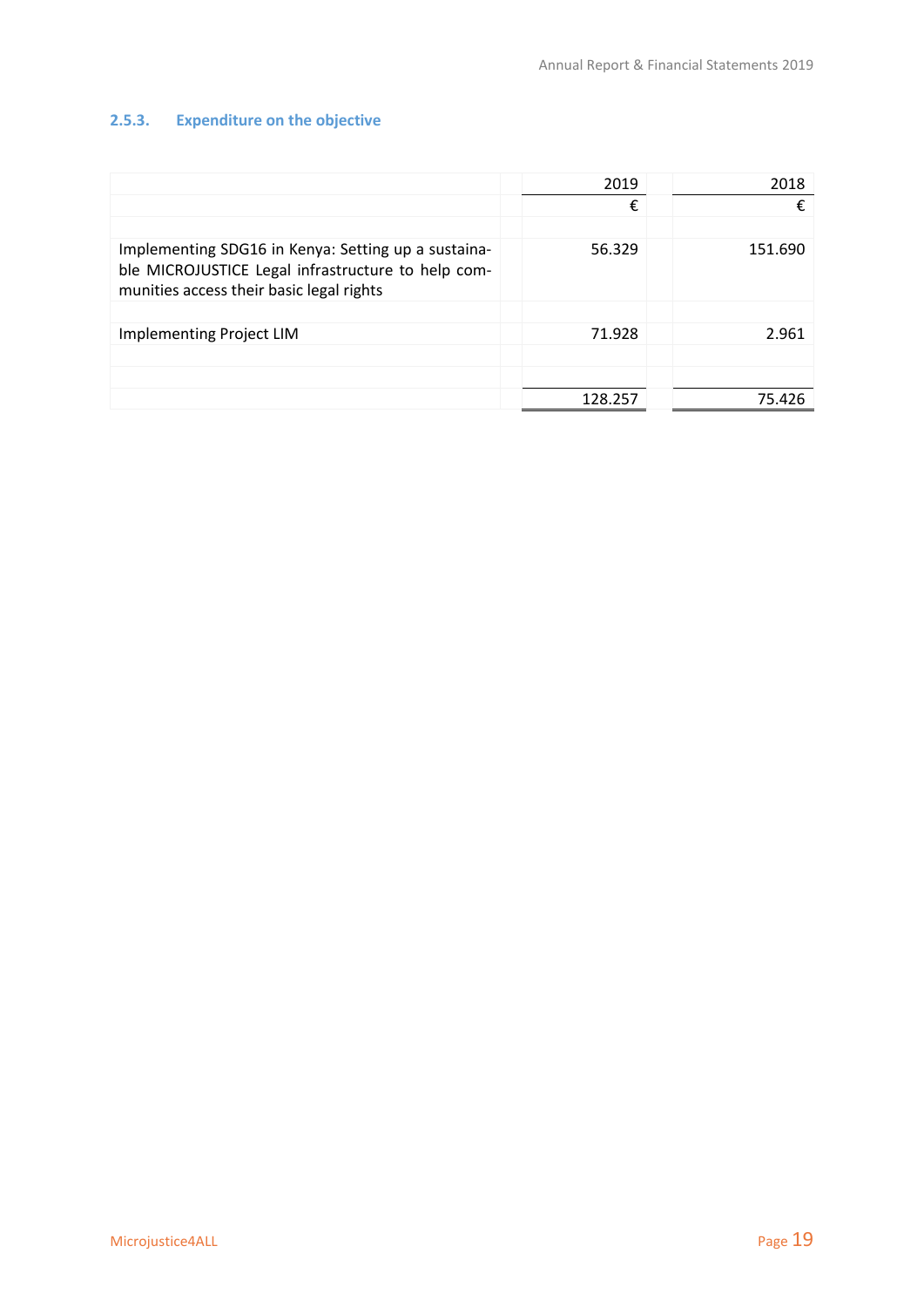### 2.5.3. Expenditure on the objective

| | 2019 | 2018 |
|---|---:|---:|
| | € | € |
| Implementing SDG16 in Kenya: Setting up a sustainable MICROJUSTICE Legal infrastructure to help communities access their basic legal rights | 56.329 | 151.690 |
| Implementing Project LIM | 71.928 | 2.961 |
| | 128.257 | 75.426 |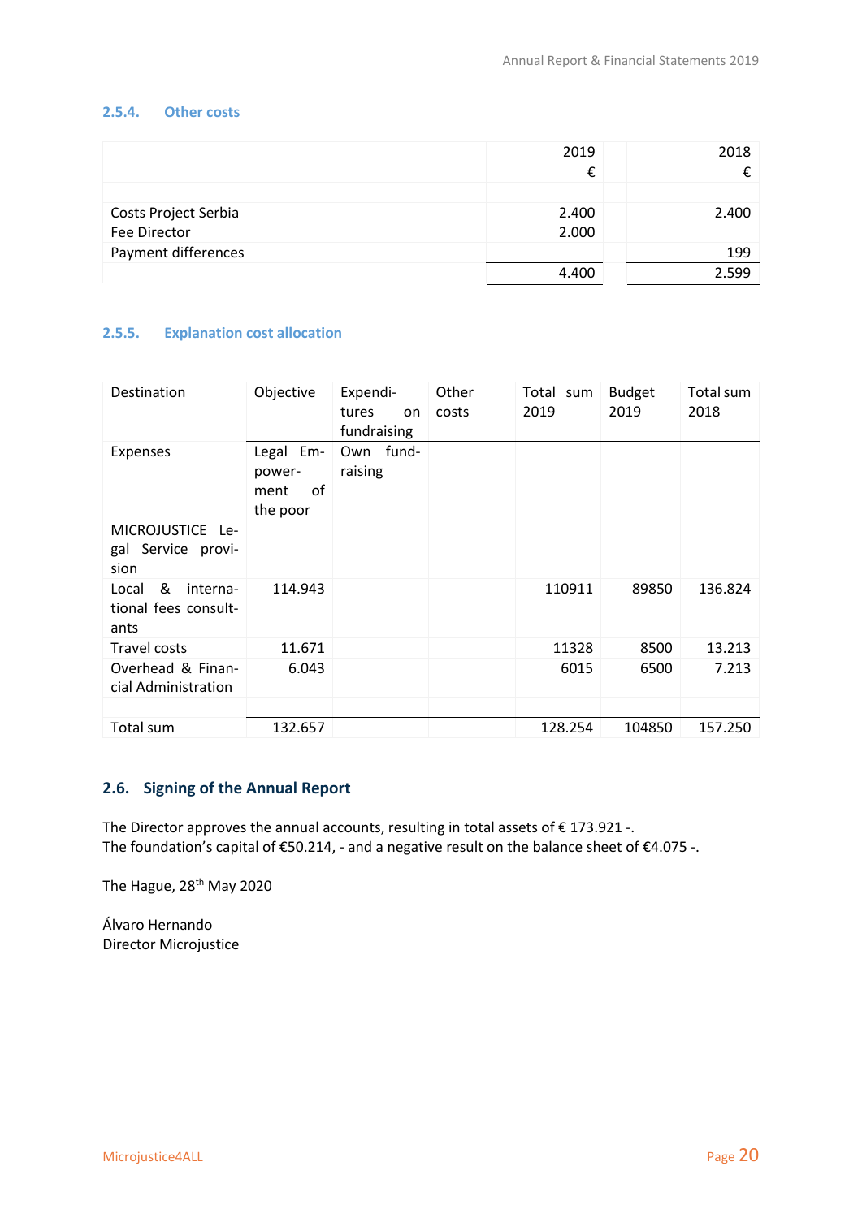### 2.5.4. Other costs

| | 2019 | 2018 |
|---|---:|---:|
| | € | € |
| | | |
| Costs Project Serbia | 2.400 | 2.400 |
| Fee Director | 2.000 | |
| Payment differences | | 199 |
| | 4.400 | 2.599 |

### 2.5.5. Explanation cost allocation

| Destination | Objective | Expenditures on fundraising | Other costs | Total sum 2019 | Budget 2019 | Total sum 2018 |
|---|---|---|---|---|---|---|
| Expenses | Legal Empowerment of the poor | Own fundraising | | | | |
| MICROJUSTICE Legal Service provision | | | | | | |
| Local & international fees consultants | 114.943 | | | 110911 | 89850 | 136.824 |
| Travel costs | 11.671 | | | 11328 | 8500 | 13.213 |
| Overhead & Financial Administration | 6.043 | | | 6015 | 6500 | 7.213 |
| | | | | | | |
| Total sum | 132.657 | | | 128.254 | 104850 | 157.250 |

## 2.6. Signing of the Annual Report

The Director approves the annual accounts, resulting in total assets of € 173.921 -.
The foundation's capital of €50.214, - and a negative result on the balance sheet of €4.075 -.

The Hague, 28th May 2020

Álvaro Hernando
Director Microjustice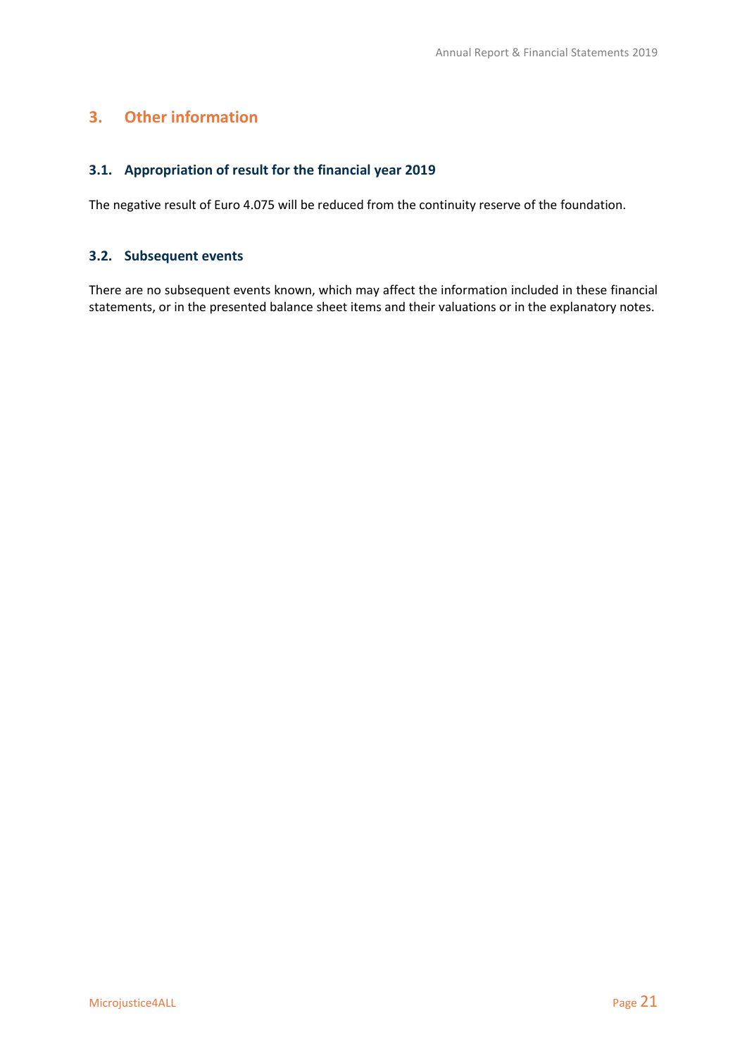# 3. Other information

## 3.1. Appropriation of result for the financial year 2019

The negative result of Euro 4.075 will be reduced from the continuity reserve of the foundation.

## 3.2. Subsequent events

There are no subsequent events known, which may affect the information included in these financial statements, or in the presented balance sheet items and their valuations or in the explanatory notes.